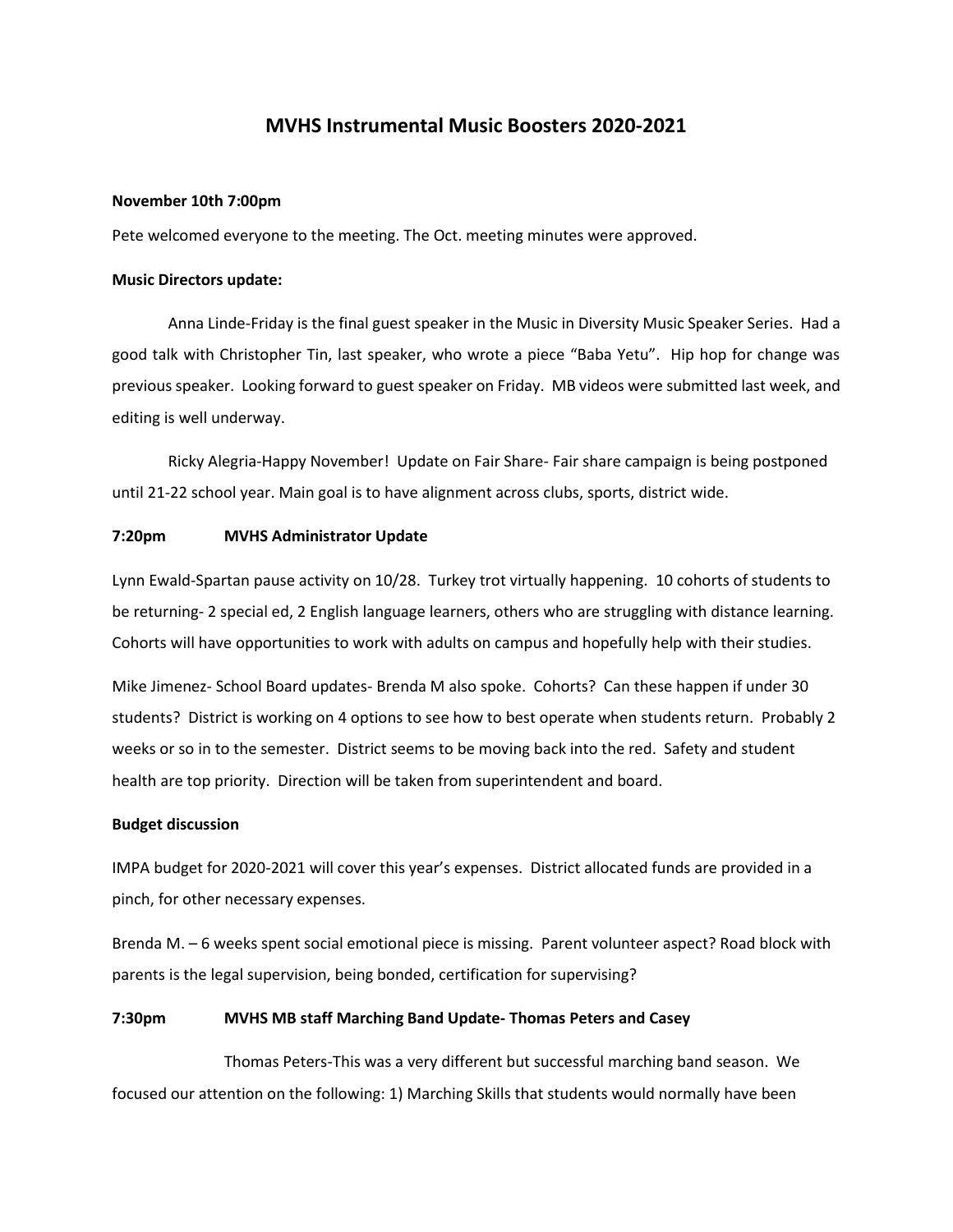# MVHS Instrumental Music Boosters 2020-2021

**November 10th 7:00pm**

Pete welcomed everyone to the meeting. The Oct. meeting minutes were approved.

**Music Directors update:**

Anna Linde-Friday is the final guest speaker in the Music in Diversity Music Speaker Series. Had a good talk with Christopher Tin, last speaker, who wrote a piece "Baba Yetu". Hip hop for change was previous speaker. Looking forward to guest speaker on Friday. MB videos were submitted last week, and editing is well underway.

Ricky Alegria-Happy November! Update on Fair Share- Fair share campaign is being postponed until 21-22 school year. Main goal is to have alignment across clubs, sports, district wide.

**7:20pm MVHS Administrator Update**

Lynn Ewald-Spartan pause activity on 10/28. Turkey trot virtually happening. 10 cohorts of students to be returning- 2 special ed, 2 English language learners, others who are struggling with distance learning. Cohorts will have opportunities to work with adults on campus and hopefully help with their studies.

Mike Jimenez- School Board updates- Brenda M also spoke. Cohorts? Can these happen if under 30 students? District is working on 4 options to see how to best operate when students return. Probably 2 weeks or so in to the semester. District seems to be moving back into the red. Safety and student health are top priority. Direction will be taken from superintendent and board.

**Budget discussion**

IMPA budget for 2020-2021 will cover this year's expenses. District allocated funds are provided in a pinch, for other necessary expenses.

Brenda M. – 6 weeks spent social emotional piece is missing. Parent volunteer aspect? Road block with parents is the legal supervision, being bonded, certification for supervising?

**7:30pm MVHS MB staff Marching Band Update- Thomas Peters and Casey**

Thomas Peters-This was a very different but successful marching band season. We focused our attention on the following: 1) Marching Skills that students would normally have been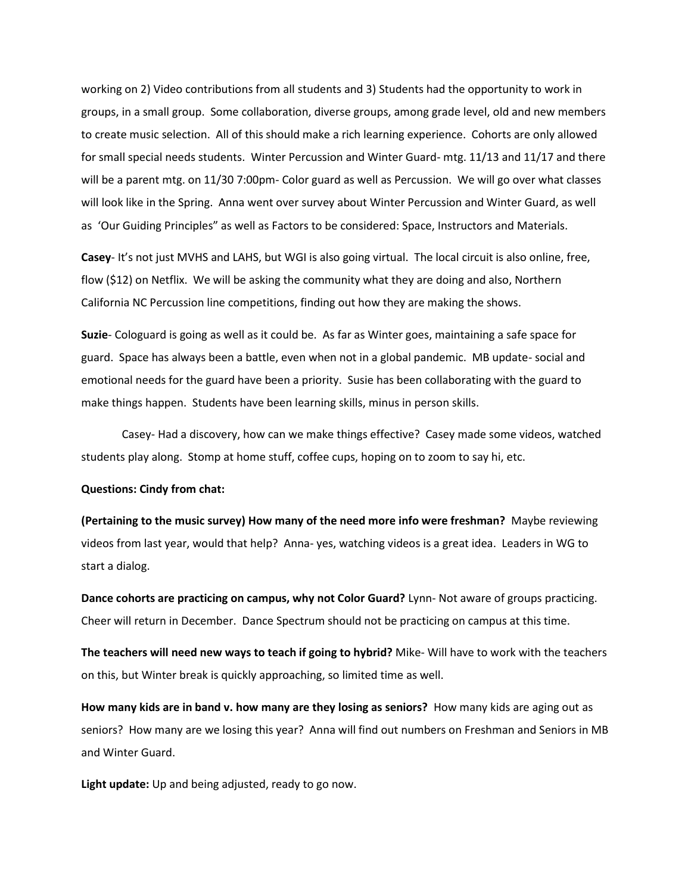working on 2) Video contributions from all students and 3) Students had the opportunity to work in groups, in a small group. Some collaboration, diverse groups, among grade level, old and new members to create music selection. All of this should make a rich learning experience. Cohorts are only allowed for small special needs students. Winter Percussion and Winter Guard- mtg. 11/13 and 11/17 and there will be a parent mtg. on 11/30 7:00pm- Color guard as well as Percussion. We will go over what classes will look like in the Spring. Anna went over survey about Winter Percussion and Winter Guard, as well as 'Our Guiding Principles" as well as Factors to be considered: Space, Instructors and Materials.

**Casey**- It's not just MVHS and LAHS, but WGI is also going virtual. The local circuit is also online, free, flow ($12) on Netflix. We will be asking the community what they are doing and also, Northern California NC Percussion line competitions, finding out how they are making the shows.

**Suzie**- Cologuard is going as well as it could be. As far as Winter goes, maintaining a safe space for guard. Space has always been a battle, even when not in a global pandemic. MB update- social and emotional needs for the guard have been a priority. Susie has been collaborating with the guard to make things happen. Students have been learning skills, minus in person skills.

Casey- Had a discovery, how can we make things effective? Casey made some videos, watched students play along. Stomp at home stuff, coffee cups, hoping on to zoom to say hi, etc.

**Questions: Cindy from chat:**

**(Pertaining to the music survey) How many of the need more info were freshman?** Maybe reviewing videos from last year, would that help? Anna- yes, watching videos is a great idea. Leaders in WG to start a dialog.

**Dance cohorts are practicing on campus, why not Color Guard?** Lynn- Not aware of groups practicing. Cheer will return in December. Dance Spectrum should not be practicing on campus at this time.

**The teachers will need new ways to teach if going to hybrid?** Mike- Will have to work with the teachers on this, but Winter break is quickly approaching, so limited time as well.

**How many kids are in band v. how many are they losing as seniors?** How many kids are aging out as seniors? How many are we losing this year? Anna will find out numbers on Freshman and Seniors in MB and Winter Guard.

**Light update:** Up and being adjusted, ready to go now.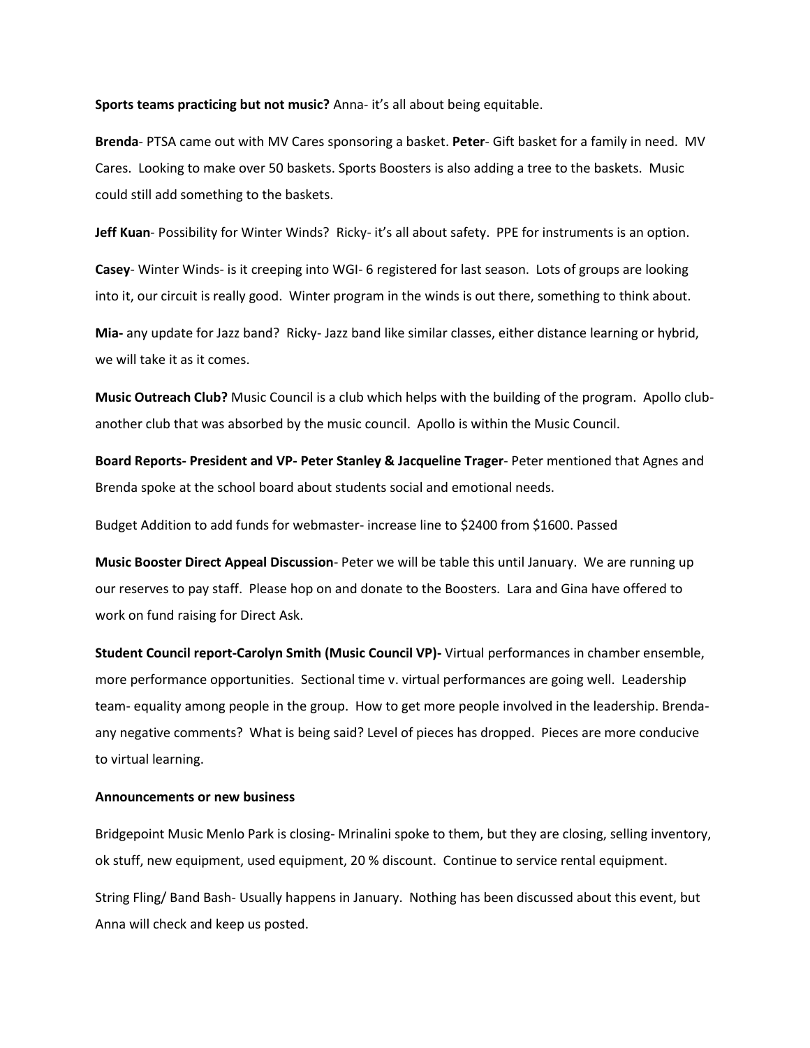**Sports teams practicing but not music?** Anna- it's all about being equitable.

**Brenda**- PTSA came out with MV Cares sponsoring a basket. **Peter**- Gift basket for a family in need. MV Cares. Looking to make over 50 baskets. Sports Boosters is also adding a tree to the baskets. Music could still add something to the baskets.

**Jeff Kuan**- Possibility for Winter Winds? Ricky- it's all about safety. PPE for instruments is an option.

**Casey**- Winter Winds- is it creeping into WGI- 6 registered for last season. Lots of groups are looking into it, our circuit is really good. Winter program in the winds is out there, something to think about.

**Mia-** any update for Jazz band? Ricky- Jazz band like similar classes, either distance learning or hybrid, we will take it as it comes.

**Music Outreach Club?** Music Council is a club which helps with the building of the program. Apollo club- another club that was absorbed by the music council. Apollo is within the Music Council.

**Board Reports- President and VP- Peter Stanley & Jacqueline Trager**- Peter mentioned that Agnes and Brenda spoke at the school board about students social and emotional needs.

Budget Addition to add funds for webmaster- increase line to $2400 from $1600. Passed

**Music Booster Direct Appeal Discussion**- Peter we will be table this until January. We are running up our reserves to pay staff. Please hop on and donate to the Boosters. Lara and Gina have offered to work on fund raising for Direct Ask.

**Student Council report-Carolyn Smith (Music Council VP)-** Virtual performances in chamber ensemble, more performance opportunities. Sectional time v. virtual performances are going well. Leadership team- equality among people in the group. How to get more people involved in the leadership. Brenda- any negative comments? What is being said? Level of pieces has dropped. Pieces are more conducive to virtual learning.

**Announcements or new business**

Bridgepoint Music Menlo Park is closing- Mrinalini spoke to them, but they are closing, selling inventory, ok stuff, new equipment, used equipment, 20 % discount. Continue to service rental equipment.

String Fling/ Band Bash- Usually happens in January. Nothing has been discussed about this event, but Anna will check and keep us posted.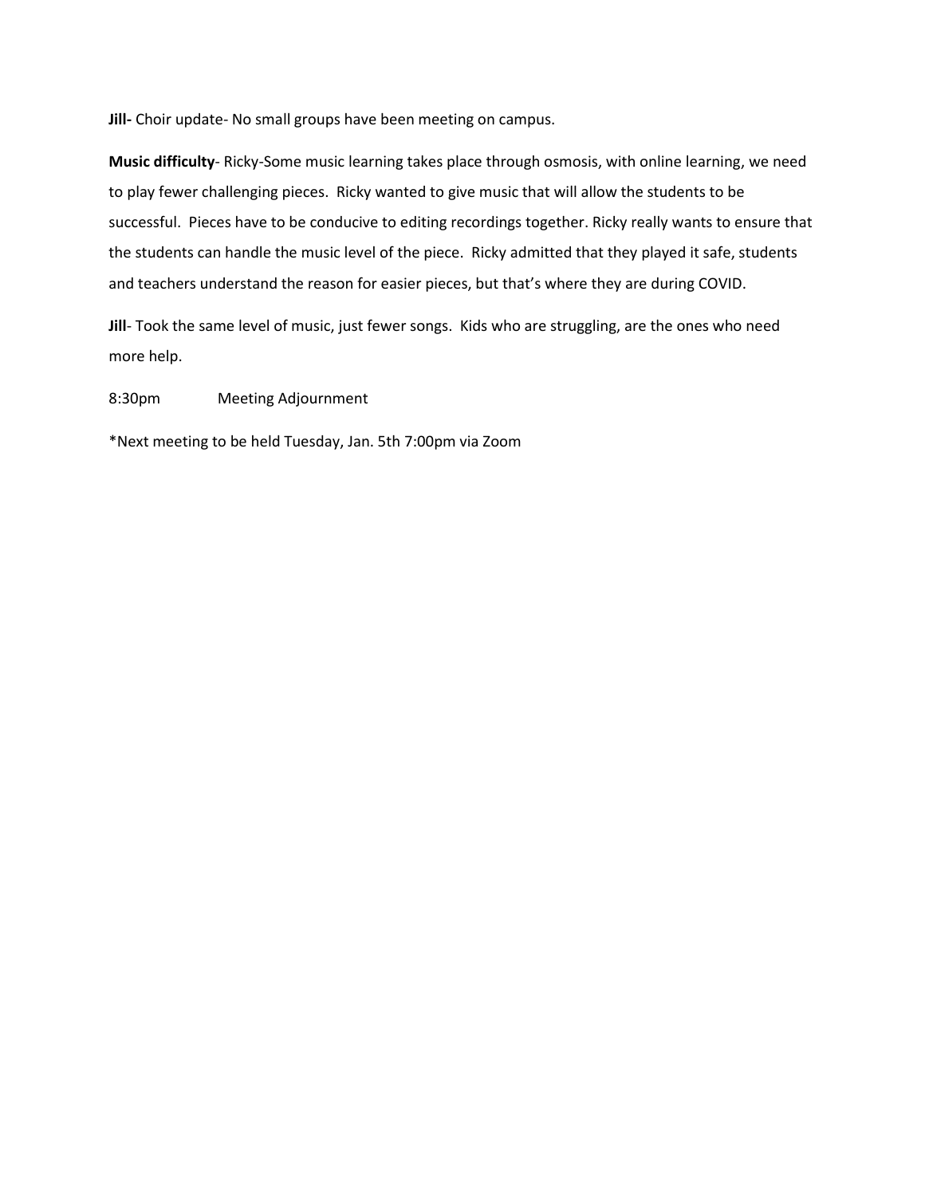**Jill-** Choir update- No small groups have been meeting on campus.

**Music difficulty**- Ricky-Some music learning takes place through osmosis, with online learning, we need to play fewer challenging pieces. Ricky wanted to give music that will allow the students to be successful. Pieces have to be conducive to editing recordings together. Ricky really wants to ensure that the students can handle the music level of the piece. Ricky admitted that they played it safe, students and teachers understand the reason for easier pieces, but that's where they are during COVID.

**Jill**- Took the same level of music, just fewer songs. Kids who are struggling, are the ones who need more help.

8:30pm Meeting Adjournment

*Next meeting to be held Tuesday, Jan. 5th 7:00pm via Zoom